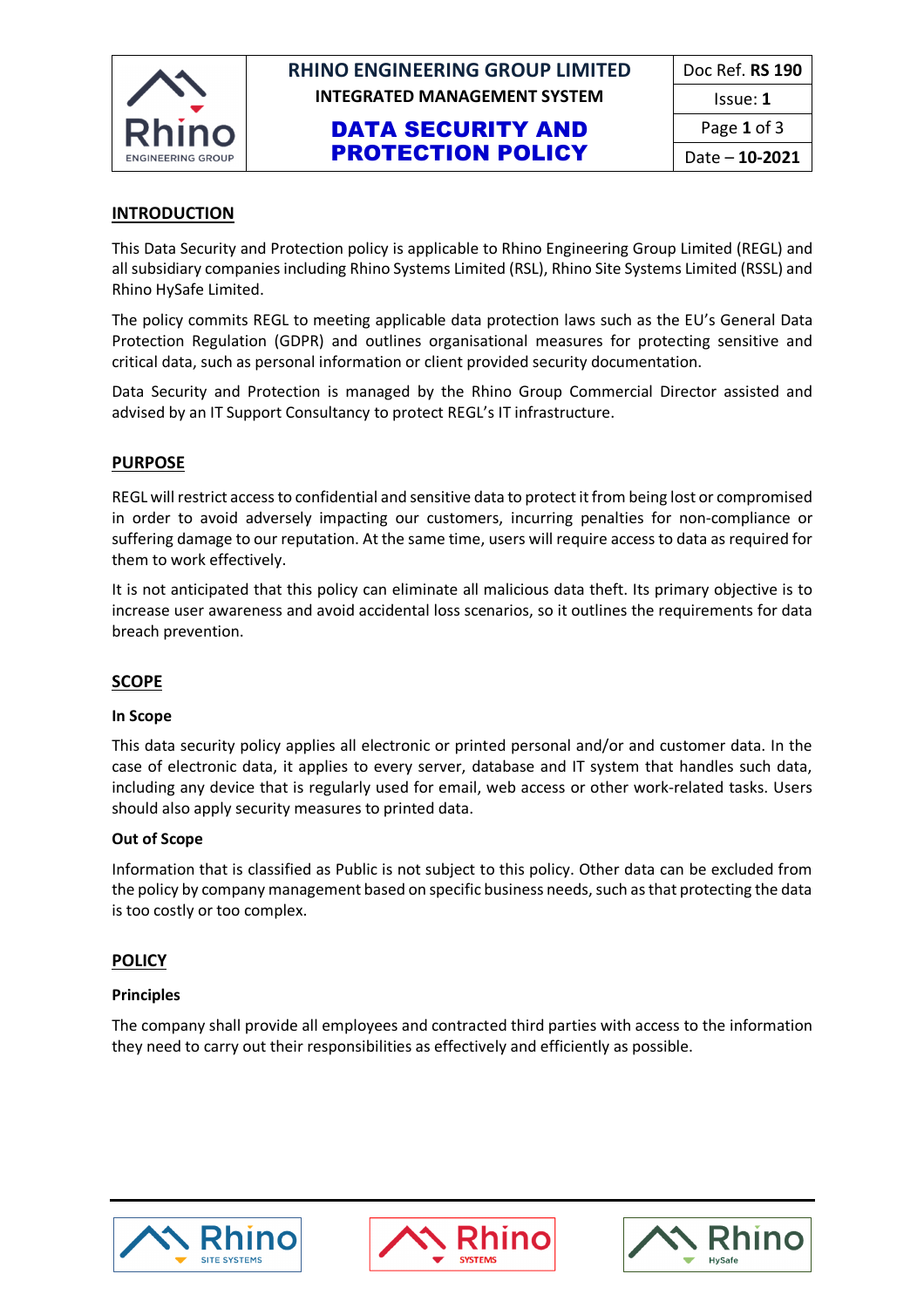## INTRODUCTION

This Data Security and Protection policy is applicable to Rhino Engineering Group Limited (REGL) and all subsidiary companies including Rhino Systems Limited (RSL), Rhino Site Systems Limited (RSSL) and Rhino HySafe Limited.

The policy commits REGL to meeting applicable data protection laws such as the EU's General Data Protection Regulation (GDPR) and outlines organisational measures for protecting sensitive and critical data, such as personal information or client provided security documentation.

Data Security and Protection is managed by the Rhino Group Commercial Director assisted and advised by an IT Support Consultancy to protect REGL's IT infrastructure.

## PURPOSE

REGL will restrict access to confidential and sensitive data to protect it from being lost or compromised in order to avoid adversely impacting our customers, incurring penalties for non-compliance or suffering damage to our reputation. At the same time, users will require access to data as required for them to work effectively.

It is not anticipated that this policy can eliminate all malicious data theft. Its primary objective is to increase user awareness and avoid accidental loss scenarios, so it outlines the requirements for data breach prevention.

## SCOPE

### In Scope

This data security policy applies all electronic or printed personal and/or and customer data. In the case of electronic data, it applies to every server, database and IT system that handles such data, including any device that is regularly used for email, web access or other work-related tasks. Users should also apply security measures to printed data.

### Out of Scope

Information that is classified as Public is not subject to this policy. Other data can be excluded from the policy by company management based on specific business needs, such as that protecting the data is too costly or too complex.

## POLICY

### Principles

The company shall provide all employees and contracted third parties with access to the information they need to carry out their responsibilities as effectively and efficiently as possible.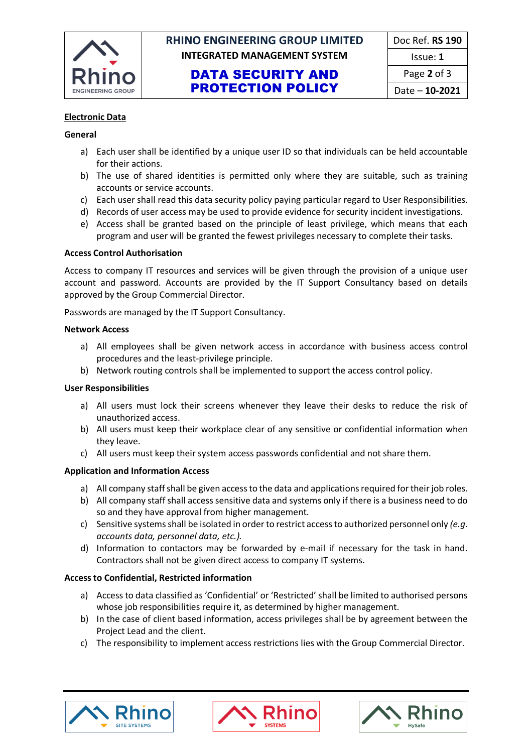## Electronic Data

### General

a) Each user shall be identified by a unique user ID so that individuals can be held accountable for their actions.
b) The use of shared identities is permitted only where they are suitable, such as training accounts or service accounts.
c) Each user shall read this data security policy paying particular regard to User Responsibilities.
d) Records of user access may be used to provide evidence for security incident investigations.
e) Access shall be granted based on the principle of least privilege, which means that each program and user will be granted the fewest privileges necessary to complete their tasks.

### Access Control Authorisation

Access to company IT resources and services will be given through the provision of a unique user account and password. Accounts are provided by the IT Support Consultancy based on details approved by the Group Commercial Director.

Passwords are managed by the IT Support Consultancy.

### Network Access

a) All employees shall be given network access in accordance with business access control procedures and the least-privilege principle.
b) Network routing controls shall be implemented to support the access control policy.

### User Responsibilities

a) All users must lock their screens whenever they leave their desks to reduce the risk of unauthorized access.
b) All users must keep their workplace clear of any sensitive or confidential information when they leave.
c) All users must keep their system access passwords confidential and not share them.

### Application and Information Access

a) All company staff shall be given access to the data and applications required for their job roles.
b) All company staff shall access sensitive data and systems only if there is a business need to do so and they have approval from higher management.
c) Sensitive systems shall be isolated in order to restrict access to authorized personnel only *(e.g. accounts data, personnel data, etc.).*
d) Information to contactors may be forwarded by e-mail if necessary for the task in hand. Contractors shall not be given direct access to company IT systems.

### Access to Confidential, Restricted information

a) Access to data classified as 'Confidential' or 'Restricted' shall be limited to authorised persons whose job responsibilities require it, as determined by higher management.
b) In the case of client based information, access privileges shall be by agreement between the Project Lead and the client.
c) The responsibility to implement access restrictions lies with the Group Commercial Director.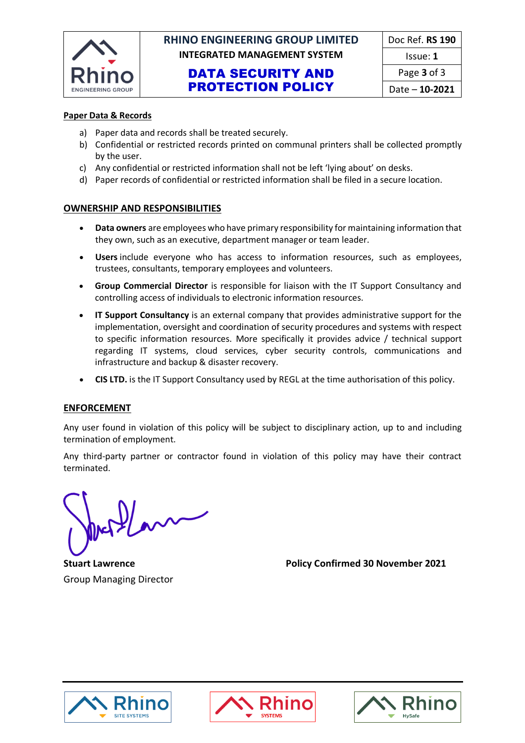**Paper Data & Records**

a) Paper data and records shall be treated securely.
b) Confidential or restricted records printed on communal printers shall be collected promptly by the user.
c) Any confidential or restricted information shall not be left 'lying about' on desks.
d) Paper records of confidential or restricted information shall be filed in a secure location.

## OWNERSHIP AND RESPONSIBILITIES

- **Data owners** are employees who have primary responsibility for maintaining information that they own, such as an executive, department manager or team leader.
- **Users** include everyone who has access to information resources, such as employees, trustees, consultants, temporary employees and volunteers.
- **Group Commercial Director** is responsible for liaison with the IT Support Consultancy and controlling access of individuals to electronic information resources.
- **IT Support Consultancy** is an external company that provides administrative support for the implementation, oversight and coordination of security procedures and systems with respect to specific information resources. More specifically it provides advice / technical support regarding IT systems, cloud services, cyber security controls, communications and infrastructure and backup & disaster recovery.
- **CIS LTD.** is the IT Support Consultancy used by REGL at the time authorisation of this policy.

## ENFORCEMENT

Any user found in violation of this policy will be subject to disciplinary action, up to and including termination of employment.

Any third-party partner or contractor found in violation of this policy may have their contract terminated.

**Stuart Lawrence**
Group Managing Director

**Policy Confirmed 30 November 2021**